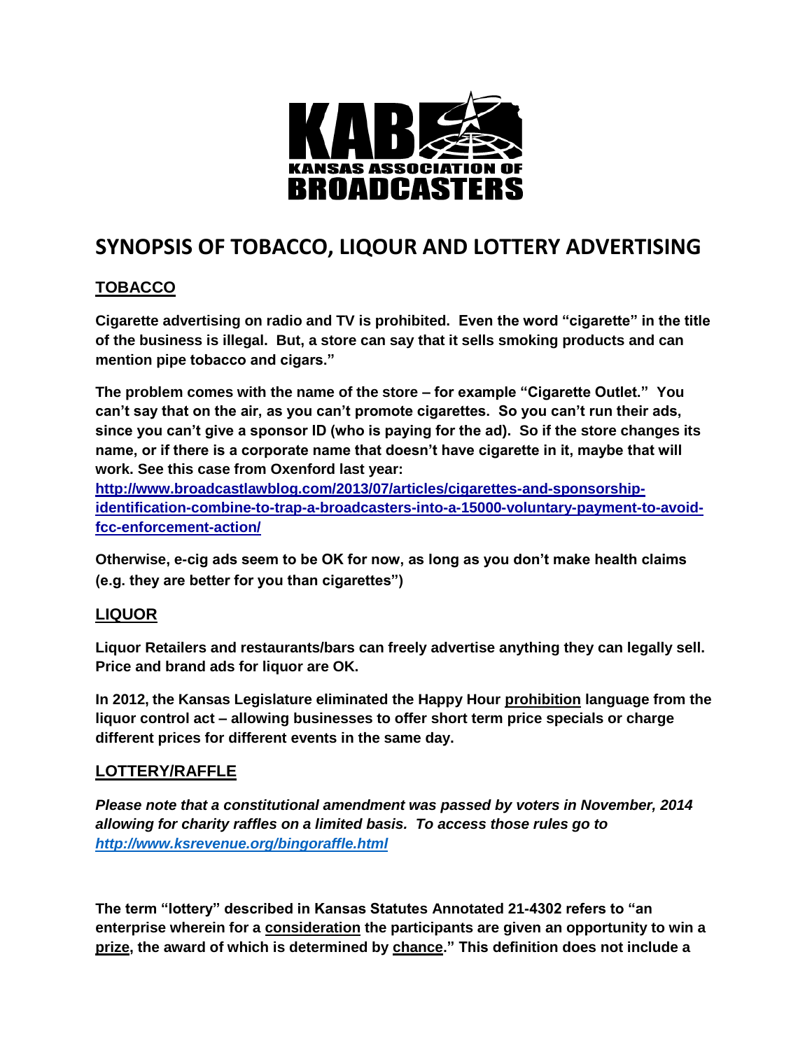KAB KANSAS ASSOCIATION OF BROADCASTERS

# SYNOPSIS OF TOBACCO, LIQOUR AND LOTTERY ADVERTISING

## TOBACCO

**Cigarette advertising on radio and TV is prohibited. Even the word "cigarette" in the title of the business is illegal. But, a store can say that it sells smoking products and can mention pipe tobacco and cigars."**

**The problem comes with the name of the store – for example "Cigarette Outlet." You can't say that on the air, as you can't promote cigarettes. So you can't run their ads, since you can't give a sponsor ID (who is paying for the ad). So if the store changes its name, or if there is a corporate name that doesn't have cigarette in it, maybe that will work. See this case from Oxenford last year: [http://www.broadcastlawblog.com/2013/07/articles/cigarettes-and-sponsorship-identification-combine-to-trap-a-broadcasters-into-a-15000-voluntary-payment-to-avoid-fcc-enforcement-action/](http://www.broadcastlawblog.com/2013/07/articles/cigarettes-and-sponsorship-identification-combine-to-trap-a-broadcasters-into-a-15000-voluntary-payment-to-avoid-fcc-enforcement-action/)**

**Otherwise, e-cig ads seem to be OK for now, as long as you don't make health claims (e.g. they are better for you than cigarettes")**

## LIQUOR

**Liquor Retailers and restaurants/bars can freely advertise anything they can legally sell. Price and brand ads for liquor are OK.**

**In 2012, the Kansas Legislature eliminated the Happy Hour <u>prohibition</u> language from the liquor control act – allowing businesses to offer short term price specials or charge different prices for different events in the same day.**

## LOTTERY/RAFFLE

***Please note that a constitutional amendment was passed by voters in November, 2014 allowing for charity raffles on a limited basis. To access those rules go to [http://www.ksrevenue.org/bingoraffle.html](http://www.ksrevenue.org/bingoraffle.html)***

**The term "lottery" described in Kansas Statutes Annotated 21-4302 refers to "an enterprise wherein for a <u>consideration</u> the participants are given an opportunity to win a <u>prize</u>, the award of which is determined by <u>chance</u>." This definition does not include a**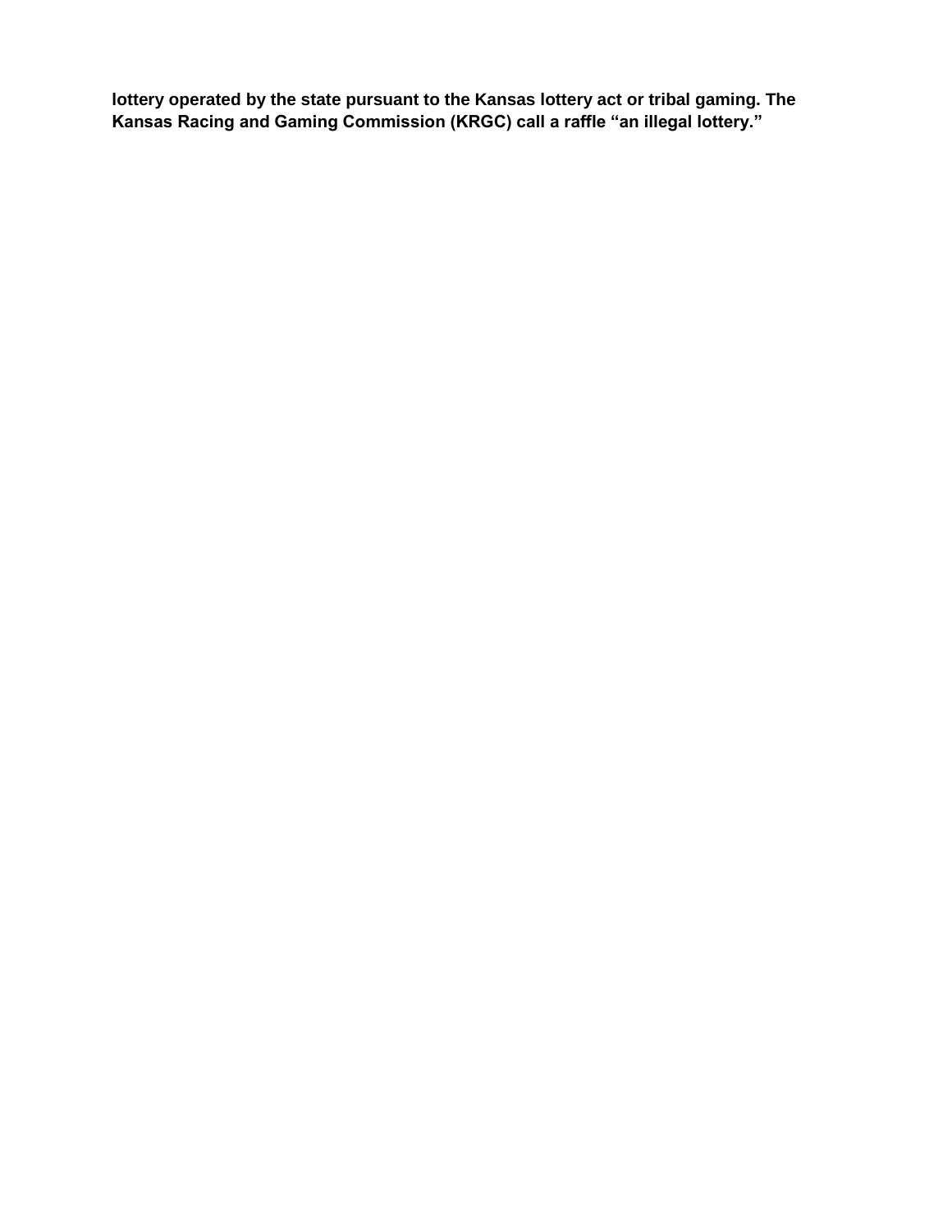**lottery operated by the state pursuant to the Kansas lottery act or tribal gaming. The Kansas Racing and Gaming Commission (KRGC) call a raffle "an illegal lottery."**